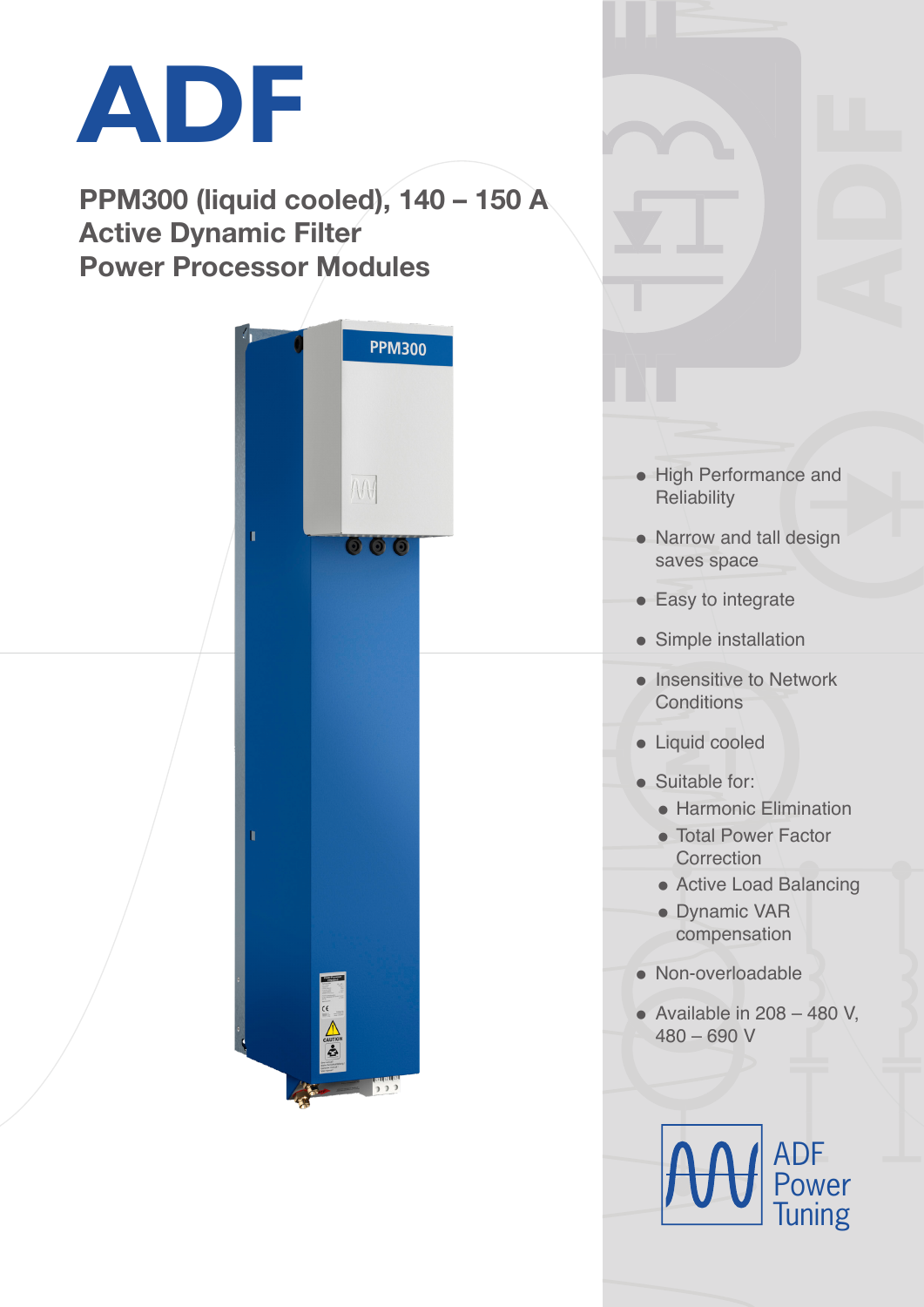# ADF

## PPM300 (liquid cooled), 140 – 150 A
## Active Dynamic Filter
## Power Processor Modules

- High Performance and Reliability
- Narrow and tall design saves space
- Easy to integrate
- Simple installation
- Insensitive to Network Conditions
- Liquid cooled
- Suitable for:
  - Harmonic Elimination
  - Total Power Factor Correction
  - Active Load Balancing
  - Dynamic VAR compensation
- Non-overloadable
- Available in 208 – 480 V, 480 – 690 V

ADF Power Tuning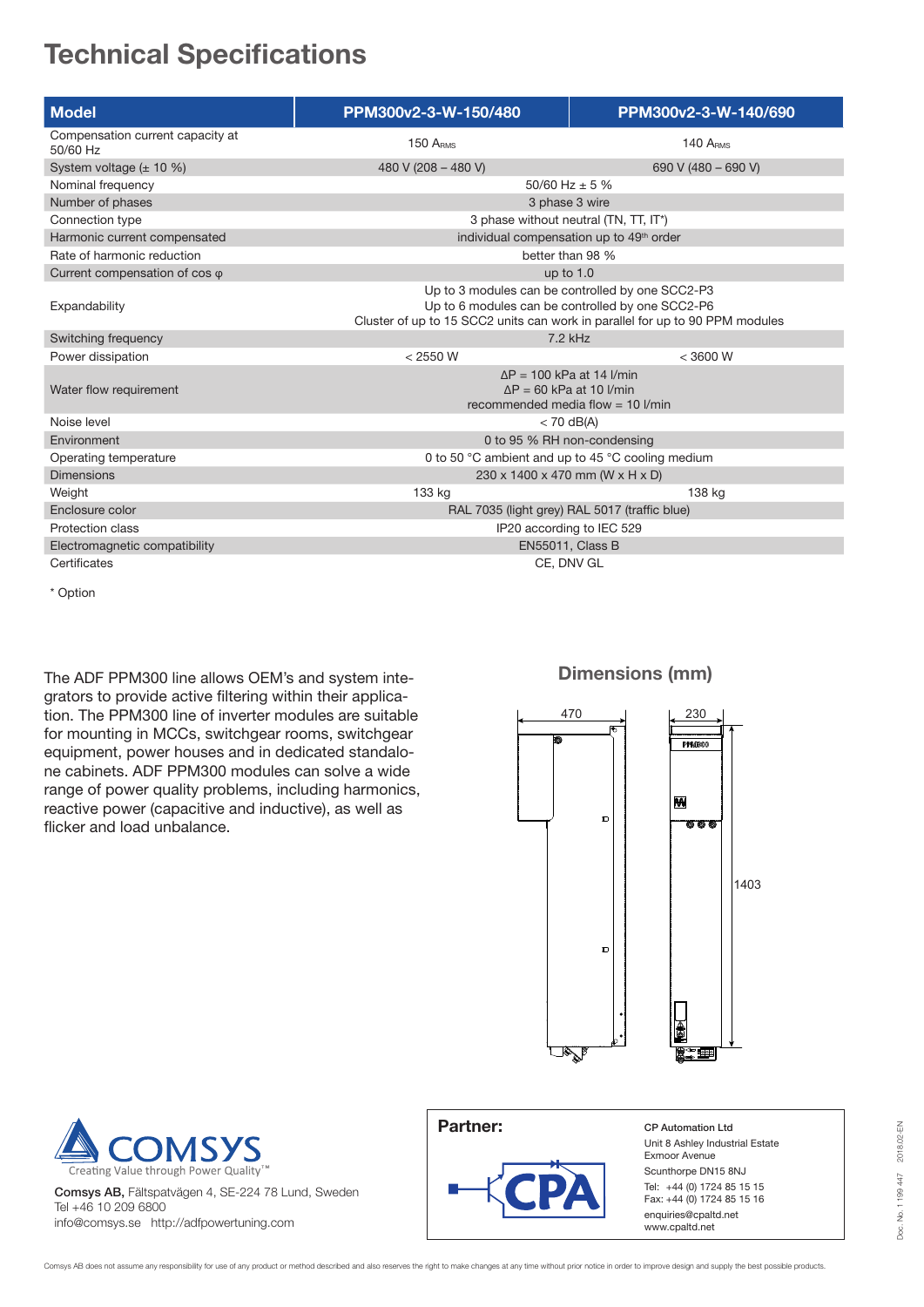# Technical Specifications

| Model | PPM300v2-3-W-150/480 | PPM300v2-3-W-140/690 |
|---|---|---|
| Compensation current capacity at 50/60 Hz | 150 $A_{RMS}$ | 140 $A_{RMS}$ |
| System voltage (± 10 %) | 480 V (208 – 480 V) | 690 V (480 – 690 V) |
| Nominal frequency | 50/60 Hz ± 5 % | |
| Number of phases | 3 phase 3 wire | |
| Connection type | 3 phase without neutral (TN, TT, IT*) | |
| Harmonic current compensated | individual compensation up to 49th order | |
| Rate of harmonic reduction | better than 98 % | |
| Current compensation of cos φ | up to 1.0 | |
| Expandability | Up to 3 modules can be controlled by one SCC2-P3<br>Up to 6 modules can be controlled by one SCC2-P6<br>Cluster of up to 15 SCC2 units can work in parallel for up to 90 PPM modules | |
| Switching frequency | 7.2 kHz | |
| Power dissipation | < 2550 W | < 3600 W |
| Water flow requirement | ΔP = 100 kPa at 14 l/min<br>ΔP = 60 kPa at 10 l/min<br>recommended media flow = 10 l/min | |
| Noise level | < 70 dB(A) | |
| Environment | 0 to 95 % RH non-condensing | |
| Operating temperature | 0 to 50 °C ambient and up to 45 °C cooling medium | |
| Dimensions | 230 x 1400 x 470 mm (W x H x D) | |
| Weight | 133 kg | 138 kg |
| Enclosure color | RAL 7035 (light grey) RAL 5017 (traffic blue) | |
| Protection class | IP20 according to IEC 529 | |
| Electromagnetic compatibility | EN55011, Class B | |
| Certificates | CE, DNV GL | |

\* Option

The ADF PPM300 line allows OEM's and system integrators to provide active filtering within their application. The PPM300 line of inverter modules are suitable for mounting in MCCs, switchgear rooms, switchgear equipment, power houses and in dedicated standalone cabinets. ADF PPM300 modules can solve a wide range of power quality problems, including harmonics, reactive power (capacitive and inductive), as well as flicker and load unbalance.

## Dimensions (mm)

470

230

1403

COMSYS
Creating Value through Power Quality™

**Comsys AB,** Fältspatvägen 4, SE-224 78 Lund, Sweden
Tel +46 10 209 6800
info@comsys.se http://adfpowertuning.com

**Partner:**

CPA

CP Automation Ltd
Unit 8 Ashley Industrial Estate
Exmoor Avenue
Scunthorpe DN15 8NJ
Tel: +44 (0) 1724 85 15 15
Fax: +44 (0) 1724 85 15 16
enquiries@cpaltd.net
www.cpaltd.net

Doc. No. 1 199 447 2018.02-EN

Comsys AB does not assume any responsibility for use of any product or method described and also reserves the right to make changes at any time without prior notice in order to improve design and supply the best possible products.